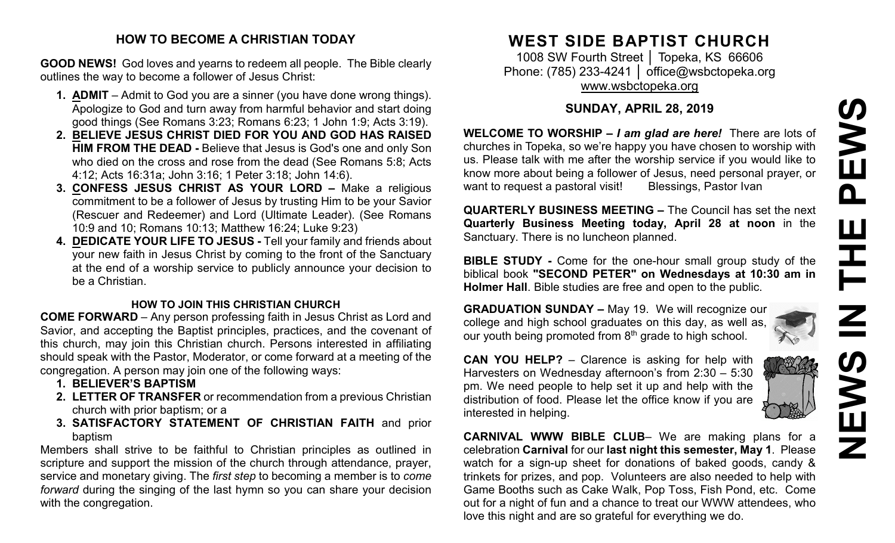## HOW TO BECOME A CHRISTIAN TODAY

**GOOD NEWS!** God loves and yearns to redeem all people. The Bible clearly outlines the way to become a follower of Jesus Christ:

1. **ADMIT** – Admit to God you are a sinner (you have done wrong things). Apologize to God and turn away from harmful behavior and start doing good things (See Romans 3:23; Romans 6:23; 1 John 1:9; Acts 3:19).
2. **BELIEVE JESUS CHRIST DIED FOR YOU AND GOD HAS RAISED HIM FROM THE DEAD -** Believe that Jesus is God's one and only Son who died on the cross and rose from the dead (See Romans 5:8; Acts 4:12; Acts 16:31a; John 3:16; 1 Peter 3:18; John 14:6).
3. **CONFESS JESUS CHRIST AS YOUR LORD –** Make a religious commitment to be a follower of Jesus by trusting Him to be your Savior (Rescuer and Redeemer) and Lord (Ultimate Leader). (See Romans 10:9 and 10; Romans 10:13; Matthew 16:24; Luke 9:23)
4. **DEDICATE YOUR LIFE TO JESUS -** Tell your family and friends about your new faith in Jesus Christ by coming to the front of the Sanctuary at the end of a worship service to publicly announce your decision to be a Christian.

### HOW TO JOIN THIS CHRISTIAN CHURCH

**COME FORWARD** – Any person professing faith in Jesus Christ as Lord and Savior, and accepting the Baptist principles, practices, and the covenant of this church, may join this Christian church. Persons interested in affiliating should speak with the Pastor, Moderator, or come forward at a meeting of the congregation. A person may join one of the following ways:

1. **BELIEVER'S BAPTISM**
2. **LETTER OF TRANSFER** or recommendation from a previous Christian church with prior baptism; or a
3. **SATISFACTORY STATEMENT OF CHRISTIAN FAITH** and prior baptism

Members shall strive to be faithful to Christian principles as outlined in scripture and support the mission of the church through attendance, prayer, service and monetary giving. The *first step* to becoming a member is to *come forward* during the singing of the last hymn so you can share your decision with the congregation.

# WEST SIDE BAPTIST CHURCH

1008 SW Fourth Street │ Topeka, KS 66606
Phone: (785) 233-4241 │ office@wsbctopeka.org
www.wsbctopeka.org

## SUNDAY, APRIL 28, 2019

**WELCOME TO WORSHIP –** ***I am glad are here!*** There are lots of churches in Topeka, so we're happy you have chosen to worship with us. Please talk with me after the worship service if you would like to know more about being a follower of Jesus, need personal prayer, or want to request a pastoral visit! Blessings, Pastor Ivan

**QUARTERLY BUSINESS MEETING –** The Council has set the next **Quarterly Business Meeting today, April 28 at noon** in the Sanctuary. There is no luncheon planned.

**BIBLE STUDY -** Come for the one-hour small group study of the biblical book **"SECOND PETER" on Wednesdays at 10:30 am in Holmer Hall**. Bible studies are free and open to the public.

**GRADUATION SUNDAY –** May 19. We will recognize our college and high school graduates on this day, as well as, our youth being promoted from 8th grade to high school.

**CAN YOU HELP?** – Clarence is asking for help with Harvesters on Wednesday afternoon's from 2:30 – 5:30 pm. We need people to help set it up and help with the distribution of food. Please let the office know if you are interested in helping.

**CARNIVAL WWW BIBLE CLUB**– We are making plans for a celebration **Carnival** for our **last night this semester, May 1**. Please watch for a sign-up sheet for donations of baked goods, candy & trinkets for prizes, and pop. Volunteers are also needed to help with Game Booths such as Cake Walk, Pop Toss, Fish Pond, etc. Come out for a night of fun and a chance to treat our WWW attendees, who love this night and are so grateful for everything we do.

# NEWS IN THE PEWS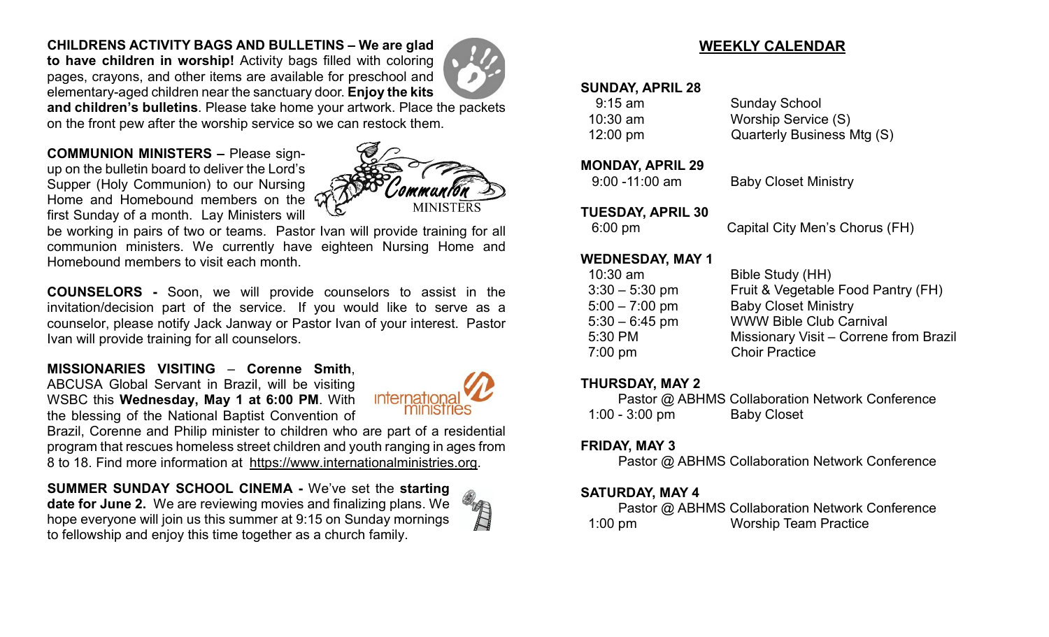**CHILDRENS ACTIVITY BAGS AND BULLETINS – We are glad to have children in worship!** Activity bags filled with coloring pages, crayons, and other items are available for preschool and elementary-aged children near the sanctuary door. **Enjoy the kits and children's bulletins**. Please take home your artwork. Place the packets on the front pew after the worship service so we can restock them.

**COMMUNION MINISTERS –** Please sign-up on the bulletin board to deliver the Lord's Supper (Holy Communion) to our Nursing Home and Homebound members on the first Sunday of a month. Lay Ministers will be working in pairs of two or teams. Pastor Ivan will provide training for all communion ministers. We currently have eighteen Nursing Home and Homebound members to visit each month.

**COUNSELORS -** Soon, we will provide counselors to assist in the invitation/decision part of the service. If you would like to serve as a counselor, please notify Jack Janway or Pastor Ivan of your interest. Pastor Ivan will provide training for all counselors.

**MISSIONARIES VISITING** – **Corenne Smith**, ABCUSA Global Servant in Brazil, will be visiting WSBC this **Wednesday, May 1 at 6:00 PM**. With the blessing of the National Baptist Convention of Brazil, Corenne and Philip minister to children who are part of a residential program that rescues homeless street children and youth ranging in ages from 8 to 18. Find more information at https://www.internationalministries.org.

**SUMMER SUNDAY SCHOOL CINEMA -** We've set the **starting date for June 2.** We are reviewing movies and finalizing plans. We hope everyone will join us this summer at 9:15 on Sunday mornings to fellowship and enjoy this time together as a church family.

## WEEKLY CALENDAR

**SUNDAY, APRIL 28**

| | |
|---|---|
| 9:15 am | Sunday School |
| 10:30 am | Worship Service (S) |
| 12:00 pm | Quarterly Business Mtg (S) |

**MONDAY, APRIL 29**

| | |
|---|---|
| 9:00 -11:00 am | Baby Closet Ministry |

**TUESDAY, APRIL 30**

| | |
|---|---|
| 6:00 pm | Capital City Men's Chorus (FH) |

**WEDNESDAY, MAY 1**

| | |
|---|---|
| 10:30 am | Bible Study (HH) |
| 3:30 – 5:30 pm | Fruit & Vegetable Food Pantry (FH) |
| 5:00 – 7:00 pm | Baby Closet Ministry |
| 5:30 – 6:45 pm | WWW Bible Club Carnival |
| 5:30 PM | Missionary Visit – Correne from Brazil |
| 7:00 pm | Choir Practice |

**THURSDAY, MAY 2**

Pastor @ ABHMS Collaboration Network Conference

| | |
|---|---|
| 1:00 - 3:00 pm | Baby Closet |

**FRIDAY, MAY 3**

Pastor @ ABHMS Collaboration Network Conference

**SATURDAY, MAY 4**

Pastor @ ABHMS Collaboration Network Conference

| | |
|---|---|
| 1:00 pm | Worship Team Practice |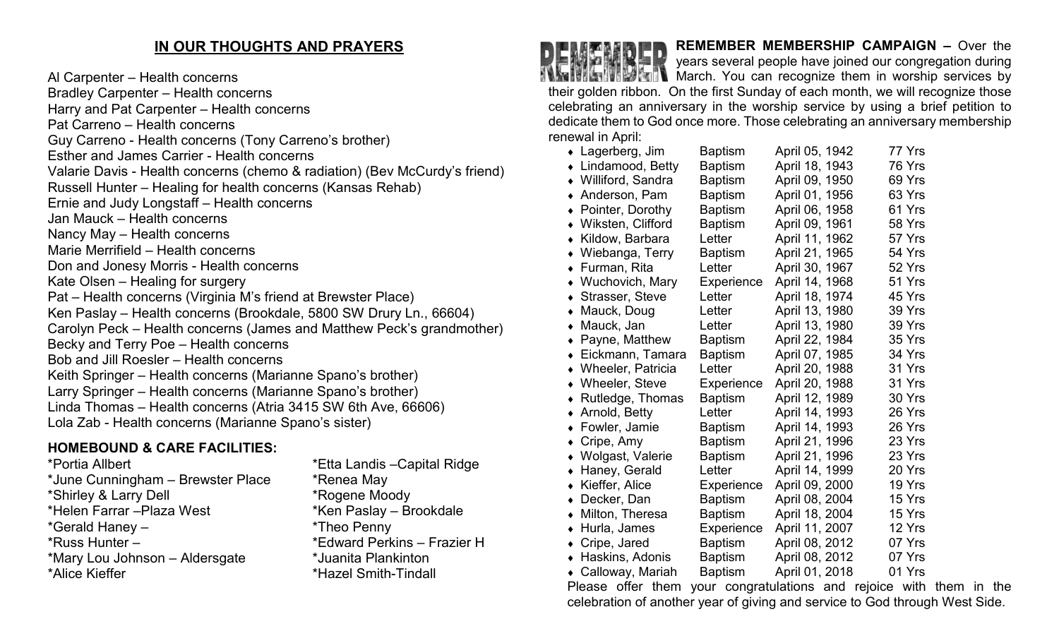## IN OUR THOUGHTS AND PRAYERS

Al Carpenter – Health concerns
Bradley Carpenter – Health concerns
Harry and Pat Carpenter – Health concerns
Pat Carreno – Health concerns
Guy Carreno - Health concerns (Tony Carreno's brother)
Esther and James Carrier - Health concerns
Valarie Davis - Health concerns (chemo & radiation) (Bev McCurdy's friend)
Russell Hunter – Healing for health concerns (Kansas Rehab)
Ernie and Judy Longstaff – Health concerns
Jan Mauck – Health concerns
Nancy May – Health concerns
Marie Merrifield – Health concerns
Don and Jonesy Morris - Health concerns
Kate Olsen – Healing for surgery
Pat – Health concerns (Virginia M's friend at Brewster Place)
Ken Paslay – Health concerns (Brookdale, 5800 SW Drury Ln., 66604)
Carolyn Peck – Health concerns (James and Matthew Peck's grandmother)
Becky and Terry Poe – Health concerns
Bob and Jill Roesler – Health concerns
Keith Springer – Health concerns (Marianne Spano's brother)
Larry Springer – Health concerns (Marianne Spano's brother)
Linda Thomas – Health concerns (Atria 3415 SW 6th Ave, 66606)
Lola Zab - Health concerns (Marianne Spano's sister)

### HOMEBOUND & CARE FACILITIES:

*Portia Allbert
*June Cunningham – Brewster Place
*Shirley & Larry Dell
*Helen Farrar –Plaza West
*Gerald Haney –
*Russ Hunter –
*Mary Lou Johnson – Aldersgate
*Alice Kieffer
*Etta Landis –Capital Ridge
*Renea May
*Rogene Moody
*Ken Paslay – Brookdale
*Theo Penny
*Edward Perkins – Frazier H
*Juanita Plankinton
*Hazel Smith-Tindall

REMEMBER

**REMEMBER MEMBERSHIP CAMPAIGN –** Over the years several people have joined our congregation during March. You can recognize them in worship services by their golden ribbon. On the first Sunday of each month, we will recognize those celebrating an anniversary in the worship service by using a brief petition to dedicate them to God once more. Those celebrating an anniversary membership renewal in April:

| Name | Type | Date | Years |
|---|---|---|---|
| Lagerberg, Jim | Baptism | April 05, 1942 | 77 Yrs |
| Lindamood, Betty | Baptism | April 18, 1943 | 76 Yrs |
| Williford, Sandra | Baptism | April 09, 1950 | 69 Yrs |
| Anderson, Pam | Baptism | April 01, 1956 | 63 Yrs |
| Pointer, Dorothy | Baptism | April 06, 1958 | 61 Yrs |
| Wiksten, Clifford | Baptism | April 09, 1961 | 58 Yrs |
| Kildow, Barbara | Letter | April 11, 1962 | 57 Yrs |
| Wiebanga, Terry | Baptism | April 21, 1965 | 54 Yrs |
| Furman, Rita | Letter | April 30, 1967 | 52 Yrs |
| Wuchovich, Mary | Experience | April 14, 1968 | 51 Yrs |
| Strasser, Steve | Letter | April 18, 1974 | 45 Yrs |
| Mauck, Doug | Letter | April 13, 1980 | 39 Yrs |
| Mauck, Jan | Letter | April 13, 1980 | 39 Yrs |
| Payne, Matthew | Baptism | April 22, 1984 | 35 Yrs |
| Eickmann, Tamara | Baptism | April 07, 1985 | 34 Yrs |
| Wheeler, Patricia | Letter | April 20, 1988 | 31 Yrs |
| Wheeler, Steve | Experience | April 20, 1988 | 31 Yrs |
| Rutledge, Thomas | Baptism | April 12, 1989 | 30 Yrs |
| Arnold, Betty | Letter | April 14, 1993 | 26 Yrs |
| Fowler, Jamie | Baptism | April 14, 1993 | 26 Yrs |
| Cripe, Amy | Baptism | April 21, 1996 | 23 Yrs |
| Wolgast, Valerie | Baptism | April 21, 1996 | 23 Yrs |
| Haney, Gerald | Letter | April 14, 1999 | 20 Yrs |
| Kieffer, Alice | Experience | April 09, 2000 | 19 Yrs |
| Decker, Dan | Baptism | April 08, 2004 | 15 Yrs |
| Milton, Theresa | Baptism | April 18, 2004 | 15 Yrs |
| Hurla, James | Experience | April 11, 2007 | 12 Yrs |
| Cripe, Jared | Baptism | April 08, 2012 | 07 Yrs |
| Haskins, Adonis | Baptism | April 08, 2012 | 07 Yrs |
| Calloway, Mariah | Baptism | April 01, 2018 | 01 Yrs |

Please offer them your congratulations and rejoice with them in the celebration of another year of giving and service to God through West Side.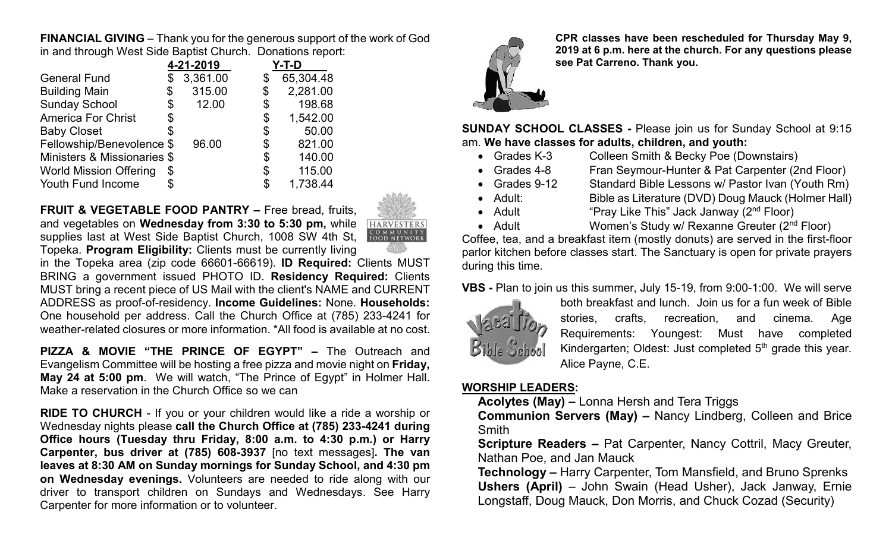**FINANCIAL GIVING** – Thank you for the generous support of the work of God in and through West Side Baptist Church. Donations report:

| | 4-21-2019 | Y-T-D |
|---|---|---|
| General Fund | $ 3,361.00 | $ 65,304.48 |
| Building Main | $ 315.00 | $ 2,281.00 |
| Sunday School | $ 12.00 | $ 198.68 |
| America For Christ | $ | $ 1,542.00 |
| Baby Closet | $ | $ 50.00 |
| Fellowship/Benevolence | $ 96.00 | $ 821.00 |
| Ministers & Missionaries | $ | $ 140.00 |
| World Mission Offering | $ | $ 115.00 |
| Youth Fund Income | $ | $ 1,738.44 |

**FRUIT & VEGETABLE FOOD PANTRY –** Free bread, fruits, and vegetables on **Wednesday from 3:30 to 5:30 pm,** while supplies last at West Side Baptist Church, 1008 SW 4th St, Topeka. **Program Eligibility:** Clients must be currently living in the Topeka area (zip code 66601-66619). **ID Required:** Clients MUST BRING a government issued PHOTO ID. **Residency Required:** Clients MUST bring a recent piece of US Mail with the client's NAME and CURRENT ADDRESS as proof-of-residency. **Income Guidelines:** None. **Households:** One household per address. Call the Church Office at (785) 233-4241 for weather-related closures or more information. *All food is available at no cost.

**PIZZA & MOVIE "THE PRINCE OF EGYPT" –** The Outreach and Evangelism Committee will be hosting a free pizza and movie night on **Friday, May 24 at 5:00 pm**. We will watch, "The Prince of Egypt" in Holmer Hall. Make a reservation in the Church Office so we can

**RIDE TO CHURCH** - If you or your children would like a ride a worship or Wednesday nights please **call the Church Office at (785) 233-4241 during Office hours (Tuesday thru Friday, 8:00 a.m. to 4:30 p.m.) or Harry Carpenter, bus driver at (785) 608-3937** [no text messages]**. The van leaves at 8:30 AM on Sunday mornings for Sunday School, and 4:30 pm on Wednesday evenings.** Volunteers are needed to ride along with our driver to transport children on Sundays and Wednesdays. See Harry Carpenter for more information or to volunteer.

**CPR classes have been rescheduled for Thursday May 9, 2019 at 6 p.m. here at the church. For any questions please see Pat Carreno. Thank you.**

**SUNDAY SCHOOL CLASSES -** Please join us for Sunday School at 9:15 am. **We have classes for adults, children, and youth:**

- Grades K-3 — Colleen Smith & Becky Poe (Downstairs)
- Grades 4-8 — Fran Seymour-Hunter & Pat Carpenter (2nd Floor)
- Grades 9-12 — Standard Bible Lessons w/ Pastor Ivan (Youth Rm)
- Adult: — Bible as Literature (DVD) Doug Mauck (Holmer Hall)
- Adult — "Pray Like This" Jack Janway (2nd Floor)
- Adult — Women's Study w/ Rexanne Greuter (2nd Floor)

Coffee, tea, and a breakfast item (mostly donuts) are served in the first-floor parlor kitchen before classes start. The Sanctuary is open for private prayers during this time.

**VBS -** Plan to join us this summer, July 15-19, from 9:00-1:00. We will serve both breakfast and lunch. Join us for a fun week of Bible stories, crafts, recreation, and cinema. Age Requirements: Youngest: Must have completed Kindergarten; Oldest: Just completed 5th grade this year. Alice Payne, C.E.

## WORSHIP LEADERS:

**Acolytes (May) –** Lonna Hersh and Tera Triggs

**Communion Servers (May) –** Nancy Lindberg, Colleen and Brice Smith

**Scripture Readers –** Pat Carpenter, Nancy Cottril, Macy Greuter, Nathan Poe, and Jan Mauck

**Technology –** Harry Carpenter, Tom Mansfield, and Bruno Sprenks

**Ushers (April)** – John Swain (Head Usher), Jack Janway, Ernie Longstaff, Doug Mauck, Don Morris, and Chuck Cozad (Security)